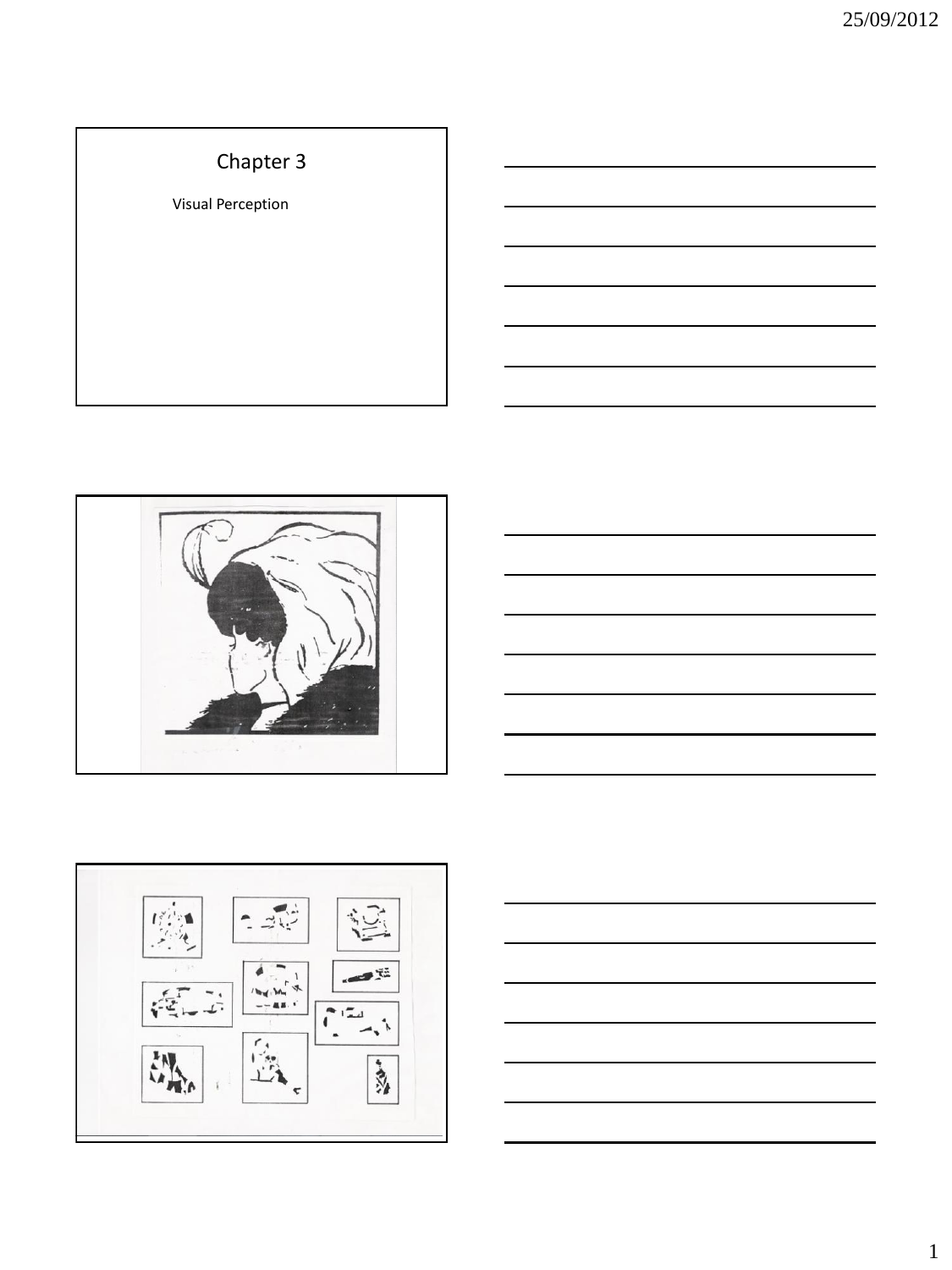# Chapter 3

Visual Perception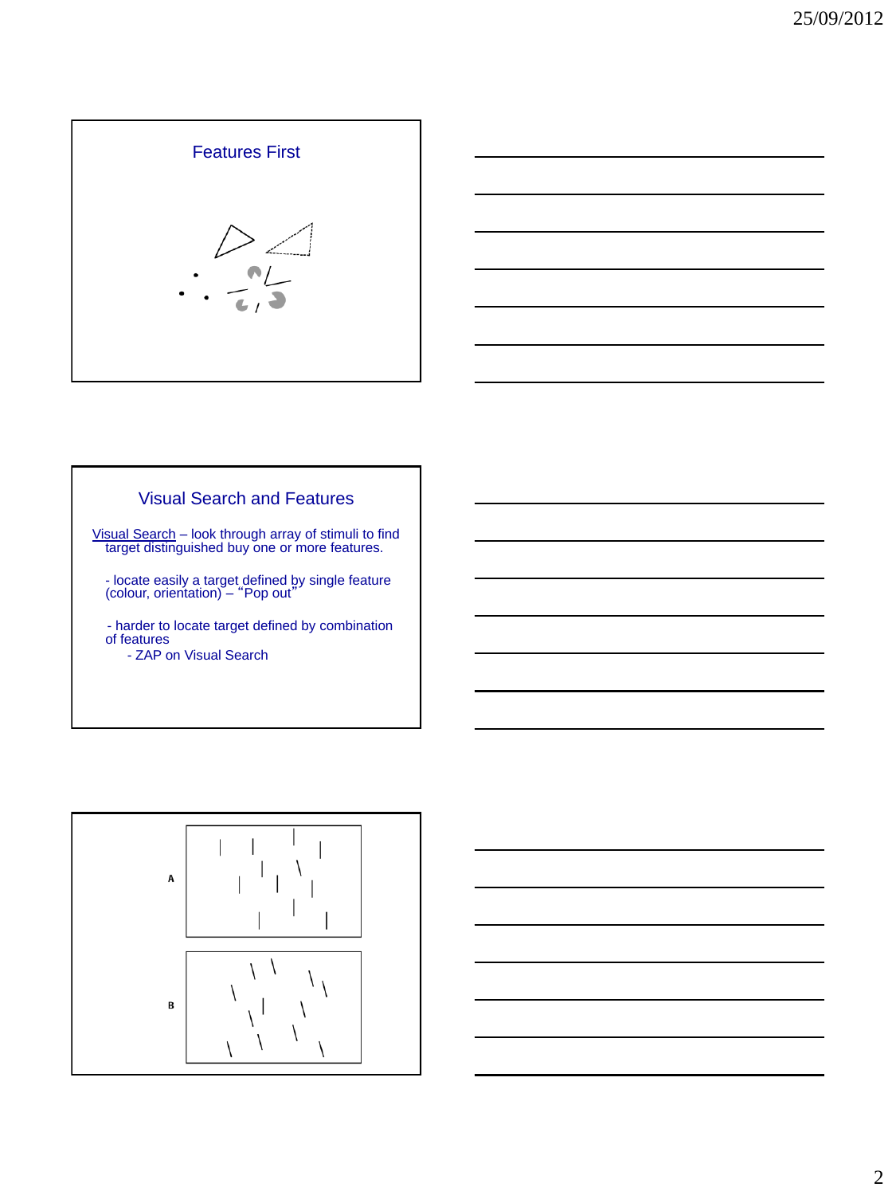## Features First

## Visual Search and Features

Visual Search – look through array of stimuli to find target distinguished buy one or more features.

- locate easily a target defined by single feature (colour, orientation) – "Pop out"
- harder to locate target defined by combination of features
  - ZAP on Visual Search

A

B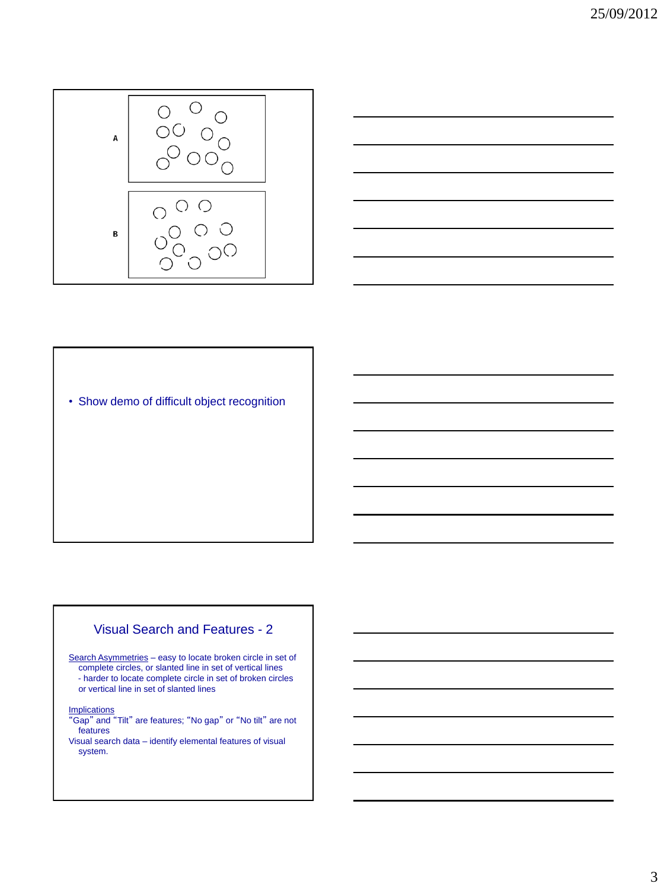A

B

- Show demo of difficult object recognition

## Visual Search and Features - 2

Search Asymmetries – easy to locate broken circle in set of complete circles, or slanted line in set of vertical lines
- harder to locate complete circle in set of broken circles or vertical line in set of slanted lines

Implications

"Gap" and "Tilt" are features; "No gap" or "No tilt" are not features

Visual search data – identify elemental features of visual system.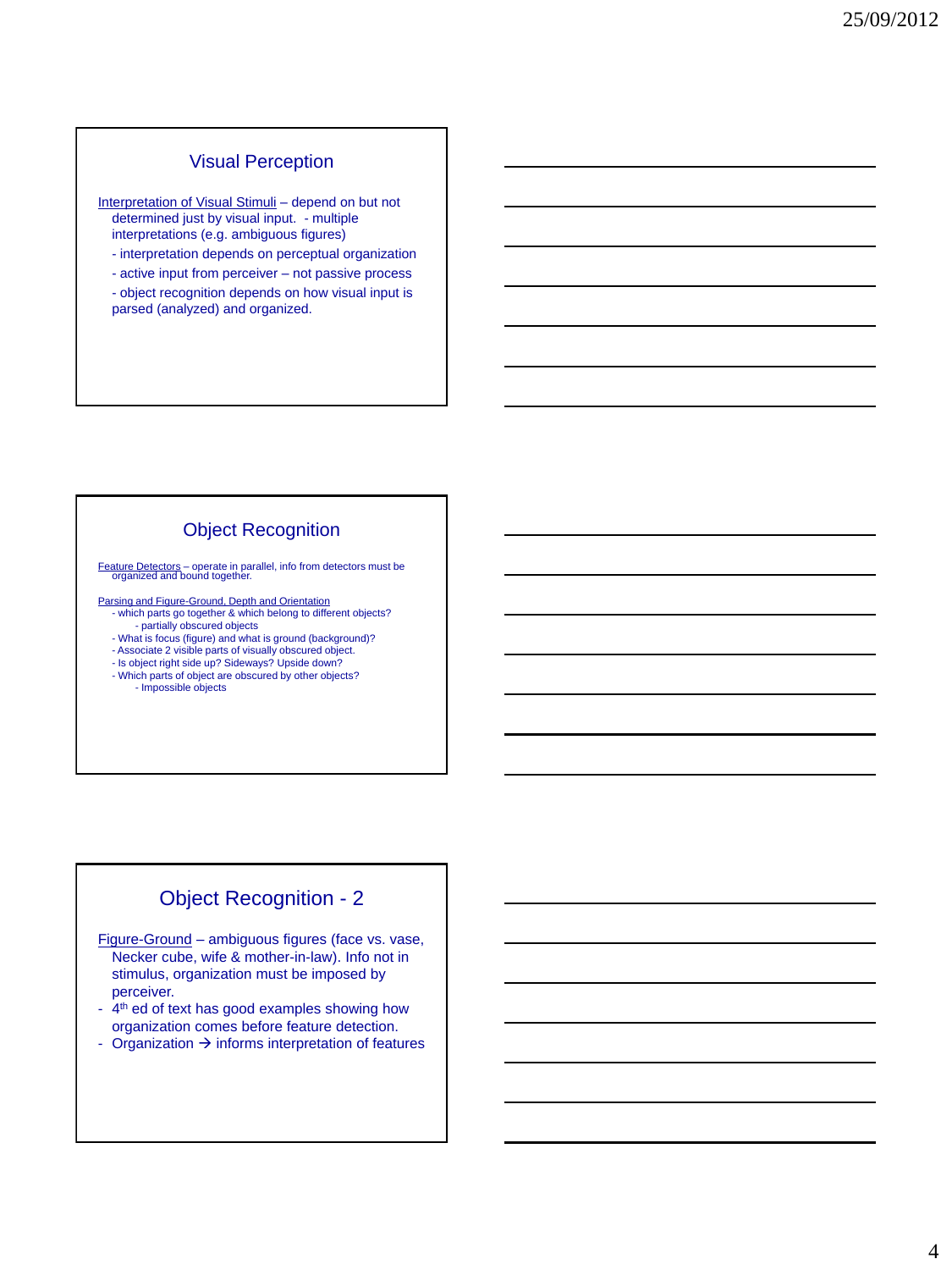## Visual Perception

Interpretation of Visual Stimuli – depend on but not determined just by visual input. - multiple interpretations (e.g. ambiguous figures)

- interpretation depends on perceptual organization
- active input from perceiver – not passive process
- object recognition depends on how visual input is parsed (analyzed) and organized.

## Object Recognition

Feature Detectors – operate in parallel, info from detectors must be organized and bound together.

Parsing and Figure-Ground, Depth and Orientation

- which parts go together & which belong to different objects?
    - partially obscured objects
- What is focus (figure) and what is ground (background)?
- Associate 2 visible parts of visually obscured object.
- Is object right side up? Sideways? Upside down?
- Which parts of object are obscured by other objects?
    - Impossible objects

## Object Recognition - 2

Figure-Ground – ambiguous figures (face vs. vase, Necker cube, wife & mother-in-law). Info not in stimulus, organization must be imposed by perceiver.

- 4th ed of text has good examples showing how organization comes before feature detection.
- Organization → informs interpretation of features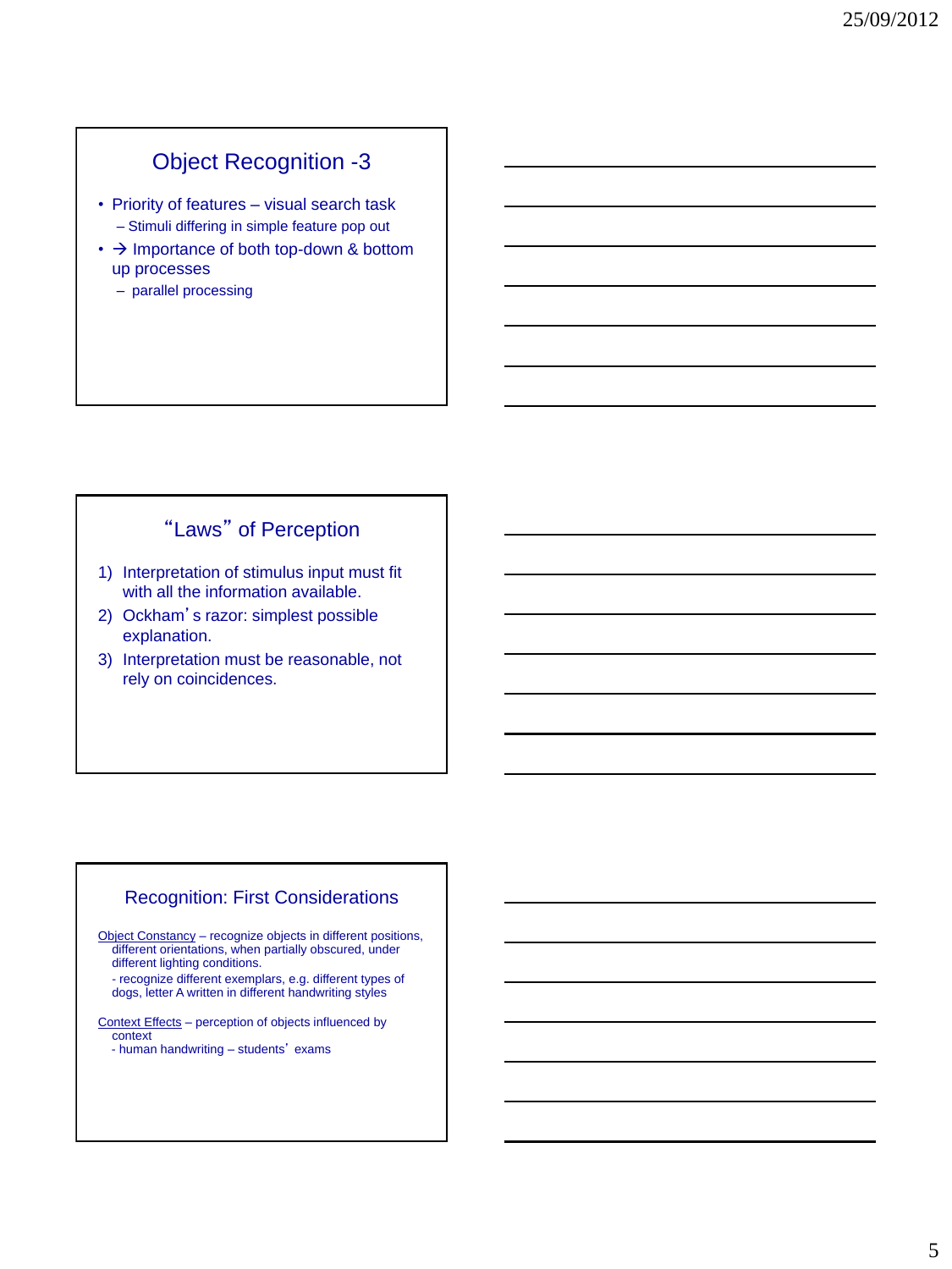## Object Recognition -3

- Priority of features – visual search task
  - Stimuli differing in simple feature pop out
- → Importance of both top-down & bottom up processes
  - parallel processing

## "Laws" of Perception

1) Interpretation of stimulus input must fit with all the information available.
2) Ockham's razor: simplest possible explanation.
3) Interpretation must be reasonable, not rely on coincidences.

## Recognition: First Considerations

Object Constancy – recognize objects in different positions, different orientations, when partially obscured, under different lighting conditions.
- recognize different exemplars, e.g. different types of dogs, letter A written in different handwriting styles

Context Effects – perception of objects influenced by context
- human handwriting – students' exams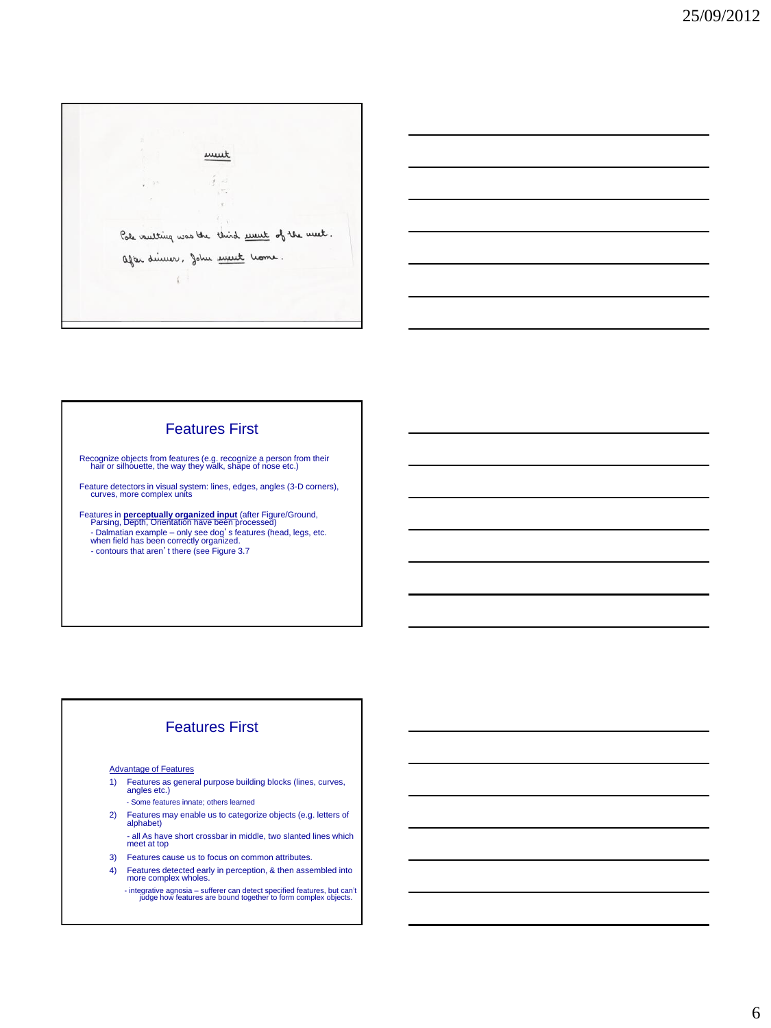meet

Pole vaulting was the third event of the meet.

After dinner, John went home.

## Features First

Recognize objects from features (e.g. recognize a person from their hair or silhouette, the way they walk, shape of nose etc.)

Feature detectors in visual system: lines, edges, angles (3-D corners), curves, more complex units

Features in **perceptually organized input** (after Figure/Ground, Parsing, Depth, Orientation have been processed)
- Dalmatian example – only see dog's features (head, legs, etc. when field has been correctly organized.
- contours that aren't there (see Figure 3.7

## Features First

Advantage of Features

1) Features as general purpose building blocks (lines, curves, angles etc.)
   - Some features innate; others learned
2) Features may enable us to categorize objects (e.g. letters of alphabet)
   - all As have short crossbar in middle, two slanted lines which meet at top
3) Features cause us to focus on common attributes.
4) Features detected early in perception, & then assembled into more complex wholes.
   - integrative agnosia – sufferer can detect specified features, but can't judge how features are bound together to form complex objects.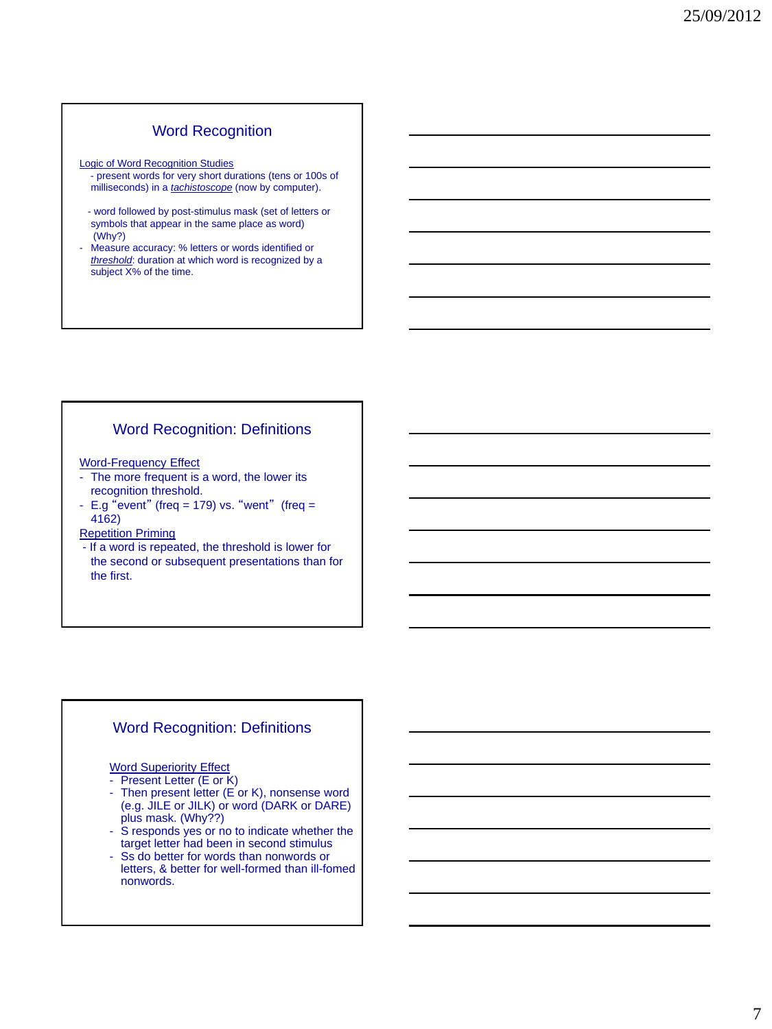## Word Recognition

Logic of Word Recognition Studies

- present words for very short durations (tens or 100s of milliseconds) in a *tachistoscope* (now by computer).
- word followed by post-stimulus mask (set of letters or symbols that appear in the same place as word) (Why?)
- Measure accuracy: % letters or words identified or *threshold*: duration at which word is recognized by a subject X% of the time.

## Word Recognition: Definitions

Word-Frequency Effect

- The more frequent is a word, the lower its recognition threshold.
- E.g "event" (freq = 179) vs. "went" (freq = 4162)

Repetition Priming

- If a word is repeated, the threshold is lower for the second or subsequent presentations than for the first.

## Word Recognition: Definitions

Word Superiority Effect

- Present Letter (E or K)
- Then present letter (E or K), nonsense word (e.g. JILE or JILK) or word (DARK or DARE) plus mask. (Why??)
- S responds yes or no to indicate whether the target letter had been in second stimulus
- Ss do better for words than nonwords or letters, & better for well-formed than ill-fomed nonwords.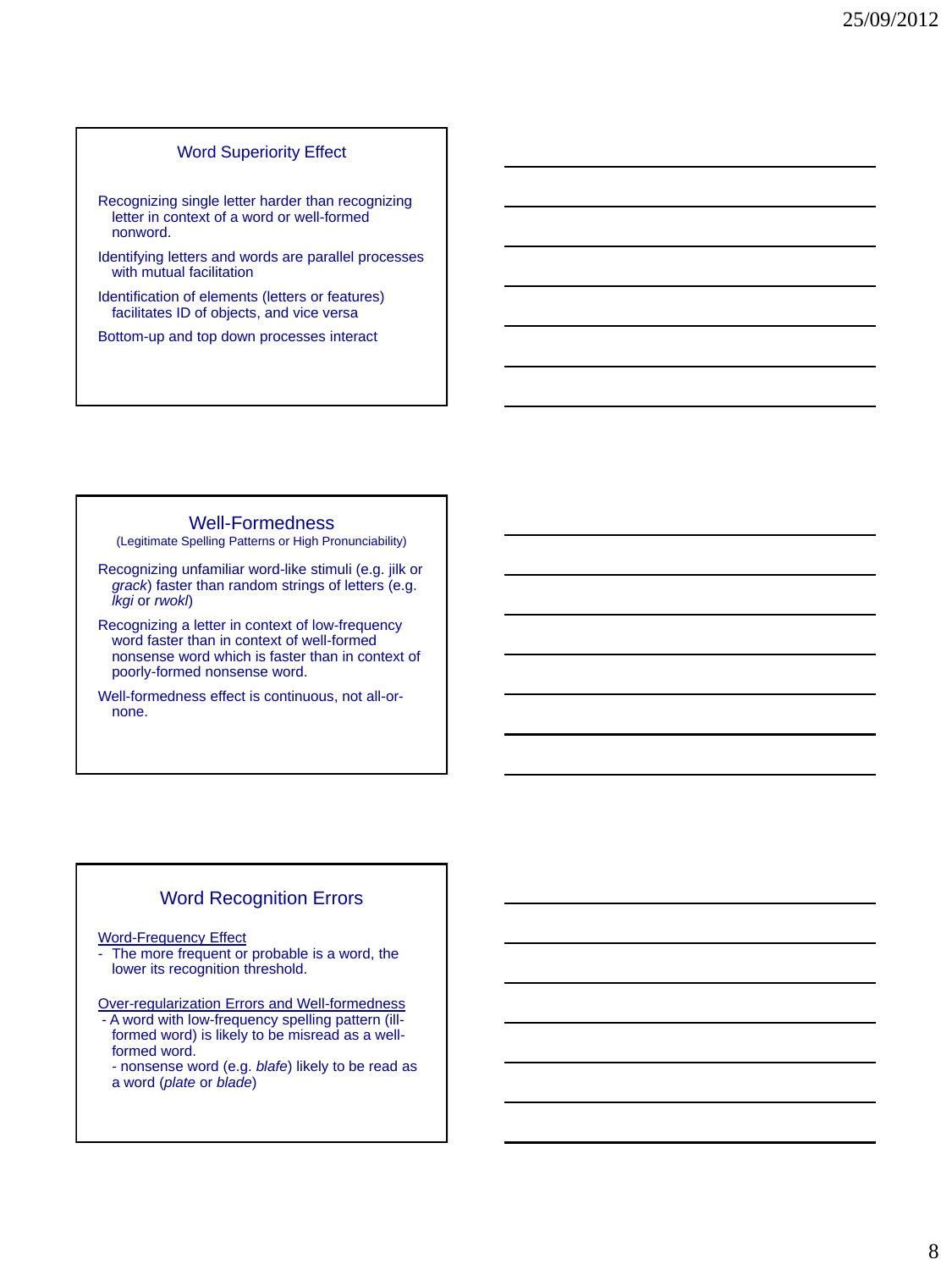## Word Superiority Effect

Recognizing single letter harder than recognizing letter in context of a word or well-formed nonword.

Identifying letters and words are parallel processes with mutual facilitation

Identification of elements (letters or features) facilitates ID of objects, and vice versa

Bottom-up and top down processes interact

## Well-Formedness

(Legitimate Spelling Patterns or High Pronunciability)

Recognizing unfamiliar word-like stimuli (e.g. jilk or *grack*) faster than random strings of letters (e.g. *lkgi* or *rwokl*)

Recognizing a letter in context of low-frequency word faster than in context of well-formed nonsense word which is faster than in context of poorly-formed nonsense word.

Well-formedness effect is continuous, not all-or-none.

## Word Recognition Errors

<u>Word-Frequency Effect</u>

- The more frequent or probable is a word, the lower its recognition threshold.

<u>Over-regularization Errors and Well-formedness</u>

- A word with low-frequency spelling pattern (ill-formed word) is likely to be misread as a well-formed word.
- nonsense word (e.g. *blafe*) likely to be read as a word (*plate* or *blade*)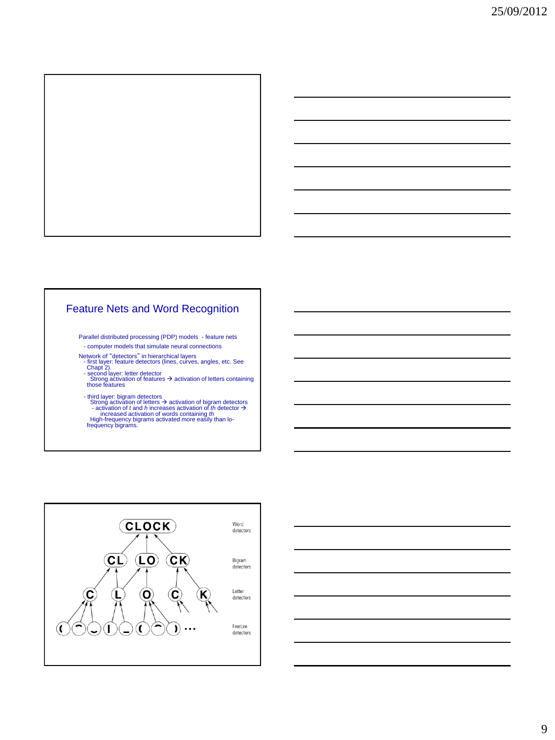## Feature Nets and Word Recognition

Parallel distributed processing (PDP) models - feature nets

- computer models that simulate neural connections

Network of "detectors" in hierarchical layers

- first layer: feature detectors (lines, curves, angles, etc. See Chapt 2).
- second layer: letter detector
  - Strong activation of features → activation of letters containing those features
- third layer: bigram detectors
  - Strong activation of letters → activation of bigram detectors
    - activation of *t* and *h* increases activation of *th* detector → increased activation of words containing *th*
  - High-frequency bigrams activated more easily than lo-frequency bigrams.

CLOCK — Word detectors

CL LO CK — Bigram detectors

C L O C K — Letter detectors

Feature detectors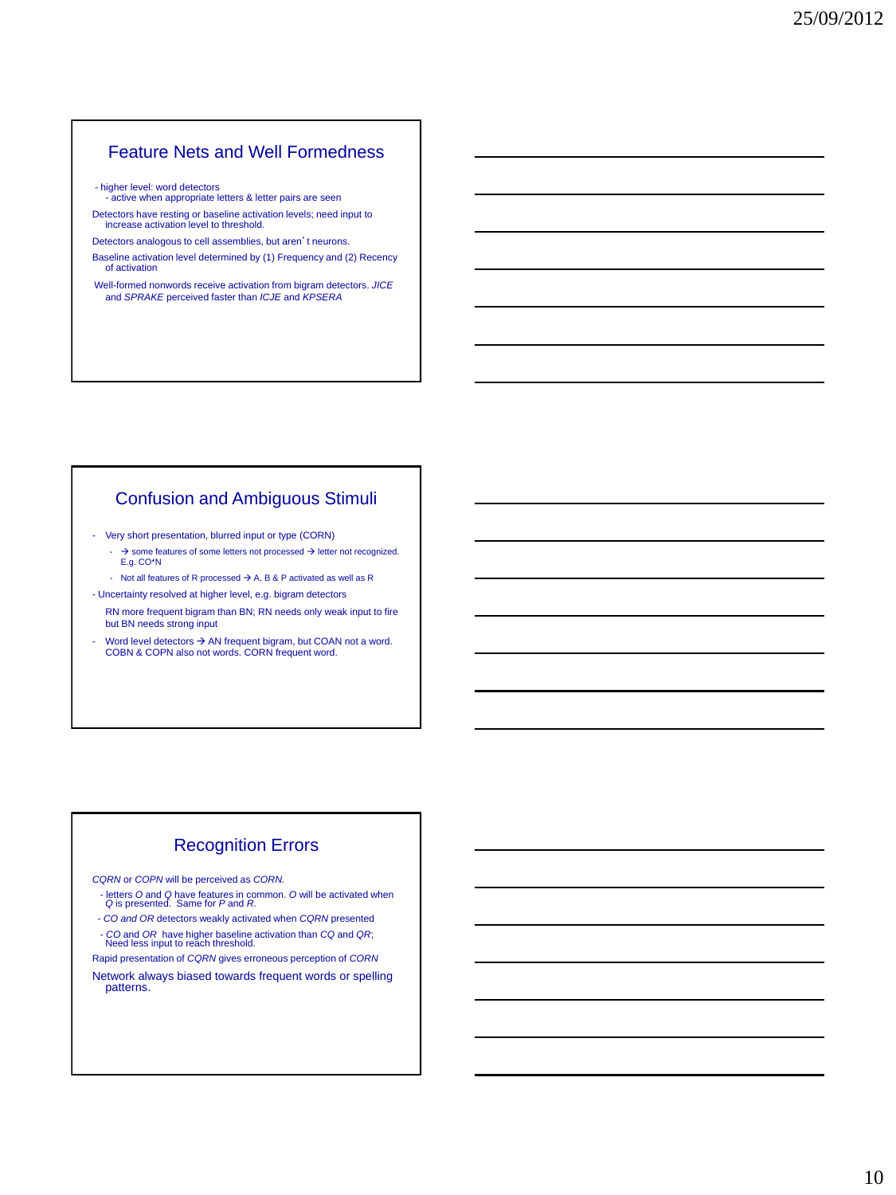## Feature Nets and Well Formedness

- higher level: word detectors
  - active when appropriate letters & letter pairs are seen

Detectors have resting or baseline activation levels; need input to increase activation level to threshold.

Detectors analogous to cell assemblies, but aren't neurons.

Baseline activation level determined by (1) Frequency and (2) Recency of activation

Well-formed nonwords receive activation from bigram detectors. *JICE* and *SPRAKE* perceived faster than *ICJE* and *KPSERA*

## Confusion and Ambiguous Stimuli

- Very short presentation, blurred input or type (CORN)
  - → some features of some letters not processed → letter not recognized. E.g. CO*N
  - Not all features of R processed → A, B & P activated as well as R
- Uncertainty resolved at higher level, e.g. bigram detectors

  RN more frequent bigram than BN; RN needs only weak input to fire but BN needs strong input
- Word level detectors → AN frequent bigram, but COAN not a word. COBN & COPN also not words. CORN frequent word.

## Recognition Errors

*CQRN* or *COPN* will be perceived as *CORN.*

- letters *O* and *Q* have features in common. *O* will be activated when *Q* is presented. Same for *P* and *R*.
- *CO and OR* detectors weakly activated when *CQRN* presented
- *CO* and *OR* have higher baseline activation than *CQ* and *QR*; Need less input to reach threshold.

Rapid presentation of *CQRN* gives erroneous perception of *CORN*

Network always biased towards frequent words or spelling patterns.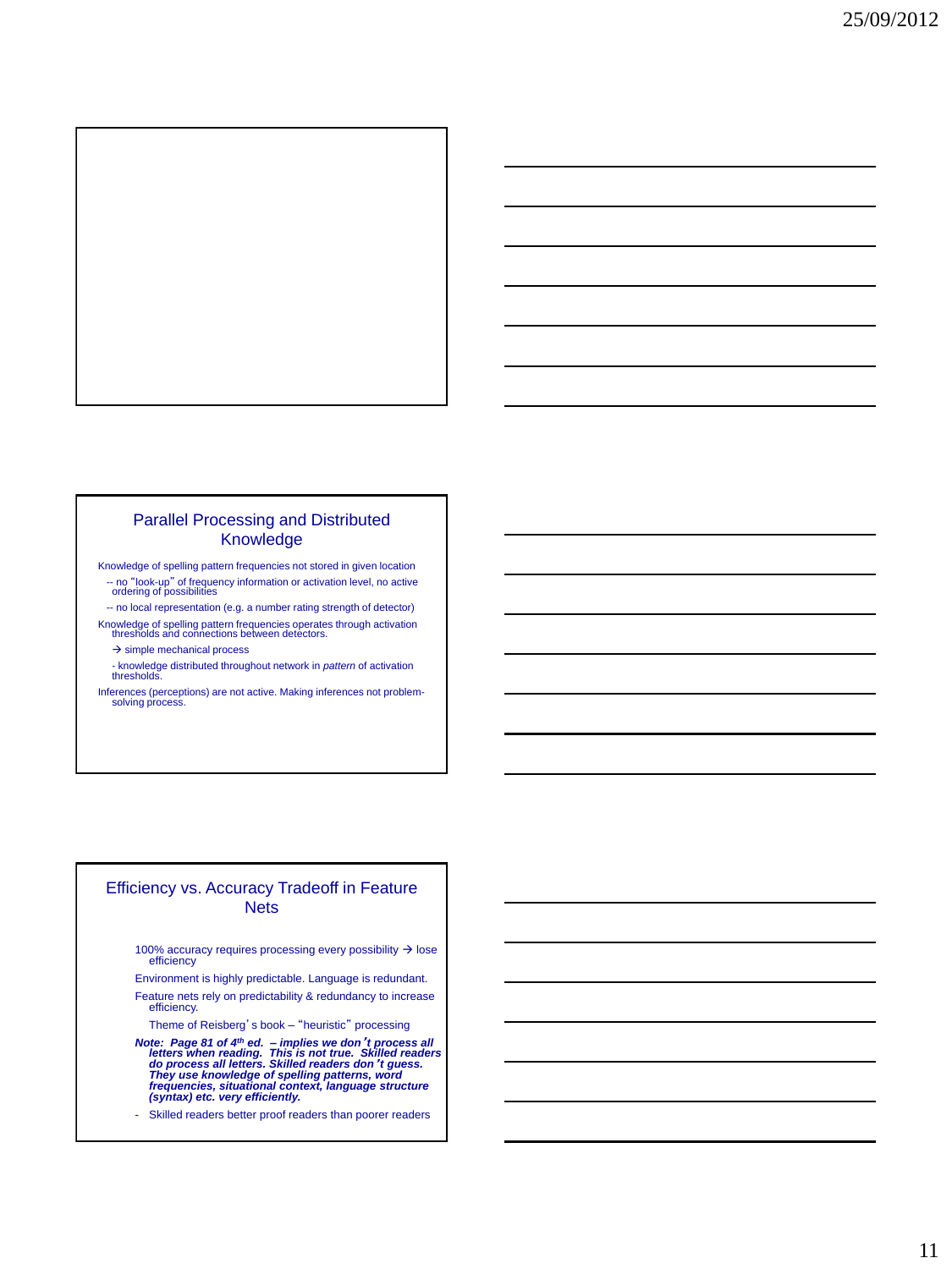## Parallel Processing and Distributed Knowledge

Knowledge of spelling pattern frequencies not stored in given location

-- no "look-up" of frequency information or activation level, no active ordering of possibilities

-- no local representation (e.g. a number rating strength of detector)

Knowledge of spelling pattern frequencies operates through activation thresholds and connections between detectors.

→ simple mechanical process

- knowledge distributed throughout network in *pattern* of activation thresholds.

Inferences (perceptions) are not active. Making inferences not problem-solving process.

## Efficiency vs. Accuracy Tradeoff in Feature Nets

100% accuracy requires processing every possibility → lose efficiency

Environment is highly predictable. Language is redundant.

Feature nets rely on predictability & redundancy to increase efficiency.

Theme of Reisberg's book – "heuristic" processing

***Note: Page 81 of 4th ed. – implies we don't process all letters when reading. This is not true. Skilled readers do process all letters. Skilled readers don't guess. They use knowledge of spelling patterns, word frequencies, situational context, language structure (syntax) etc. very efficiently.***

- Skilled readers better proof readers than poorer readers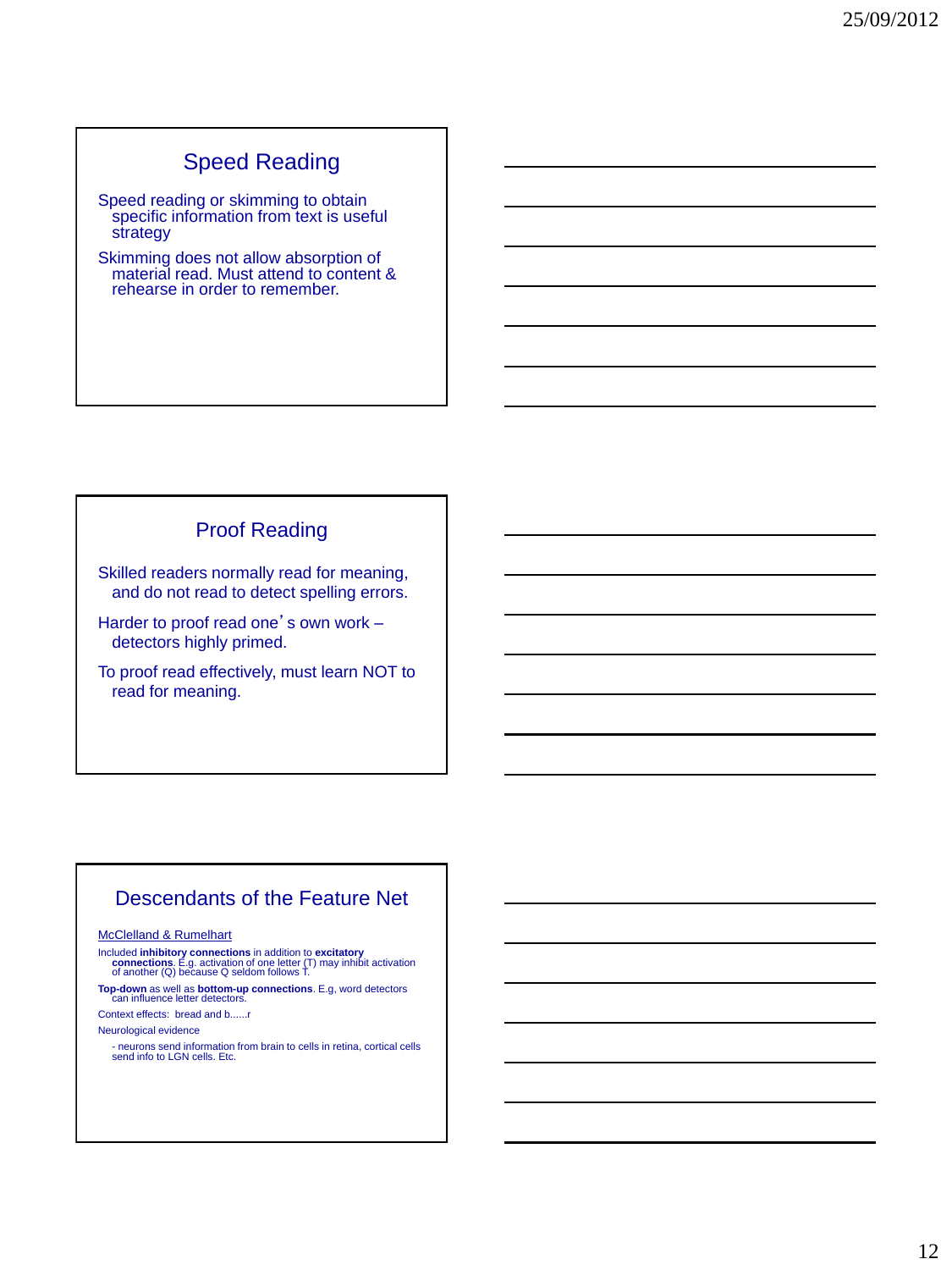## Speed Reading

Speed reading or skimming to obtain specific information from text is useful strategy

Skimming does not allow absorption of material read. Must attend to content & rehearse in order to remember.

## Proof Reading

Skilled readers normally read for meaning, and do not read to detect spelling errors.

Harder to proof read one's own work – detectors highly primed.

To proof read effectively, must learn NOT to read for meaning.

## Descendants of the Feature Net

McClelland & Rumelhart

Included **inhibitory connections** in addition to **excitatory connections**. E.g. activation of one letter (T) may inhibit activation of another (Q) because Q seldom follows T.

**Top-down** as well as **bottom-up connections**. E.g, word detectors can influence letter detectors.

Context effects: bread and b......r

Neurological evidence

- neurons send information from brain to cells in retina, cortical cells send info to LGN cells. Etc.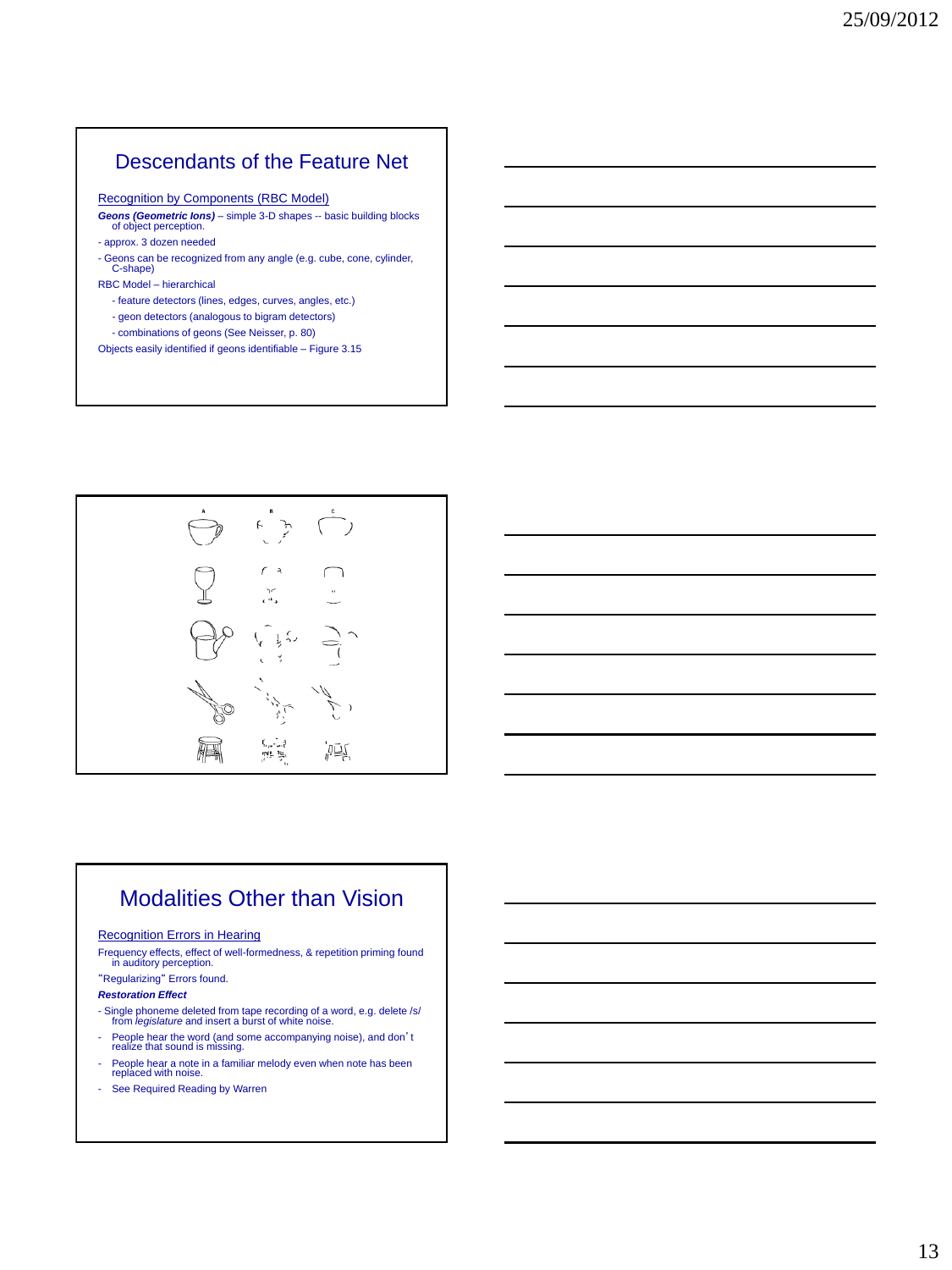## Descendants of the Feature Net

Recognition by Components (RBC Model)

***Geons (Geometric Ions)*** – simple 3-D shapes -- basic building blocks of object perception.

- approx. 3 dozen needed
- Geons can be recognized from any angle (e.g. cube, cone, cylinder, C-shape)

RBC Model – hierarchical

- feature detectors (lines, edges, curves, angles, etc.)
- geon detectors (analogous to bigram detectors)
- combinations of geons (See Neisser, p. 80)

Objects easily identified if geons identifiable – Figure 3.15

## Modalities Other than Vision

Recognition Errors in Hearing

Frequency effects, effect of well-formedness, & repetition priming found in auditory perception.

"Regularizing" Errors found.

***Restoration Effect***

- Single phoneme deleted from tape recording of a word, e.g. delete /s/ from *legislature* and insert a burst of white noise.
- People hear the word (and some accompanying noise), and don't realize that sound is missing.
- People hear a note in a familiar melody even when note has been replaced with noise.
- See Required Reading by Warren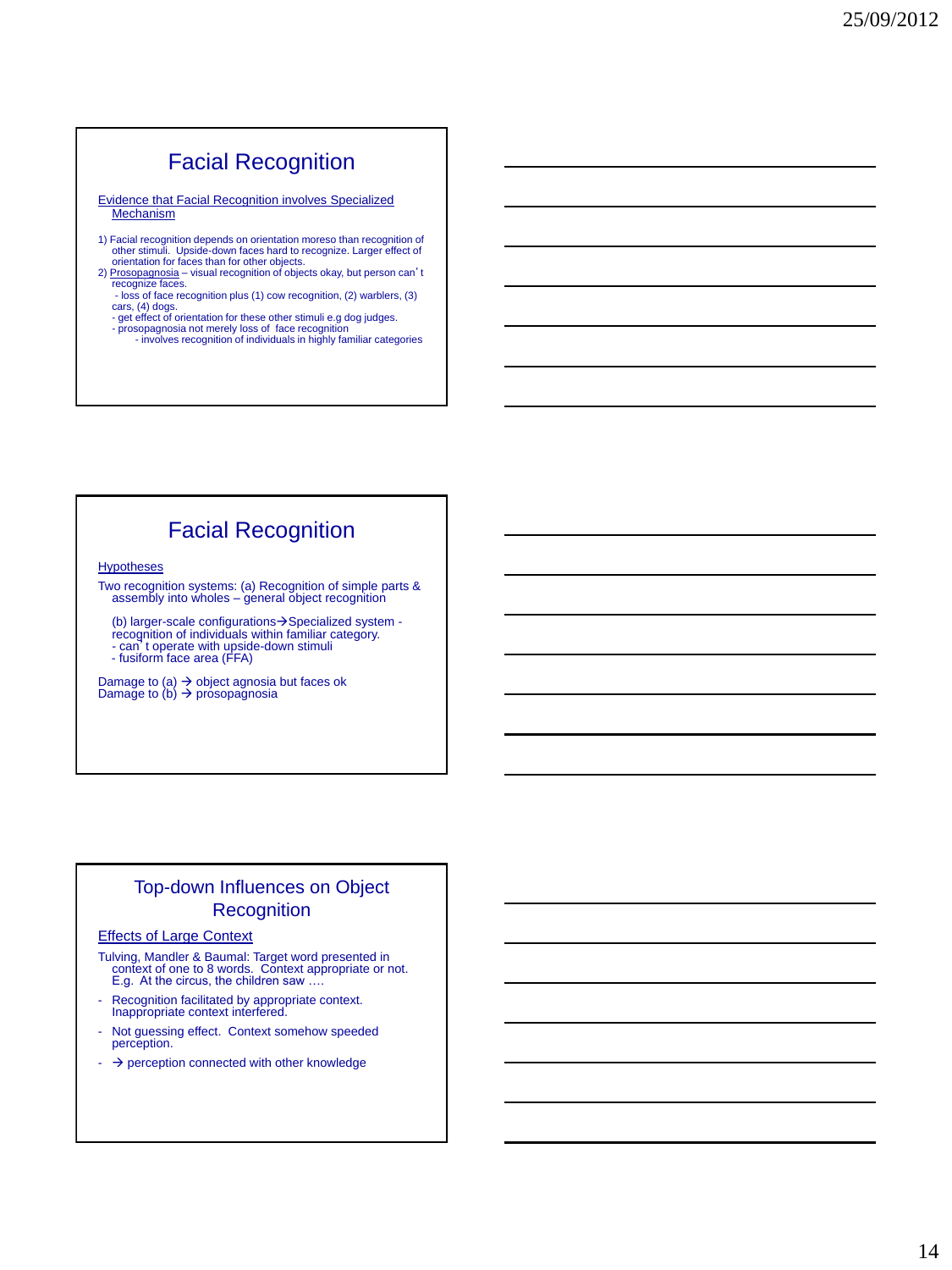## Facial Recognition

Evidence that Facial Recognition involves Specialized Mechanism

1) Facial recognition depends on orientation moreso than recognition of other stimuli. Upside-down faces hard to recognize. Larger effect of orientation for faces than for other objects.
2) Prosopagnosia – visual recognition of objects okay, but person can't recognize faces.
   - loss of face recognition plus (1) cow recognition, (2) warblers, (3) cars, (4) dogs.
   - get effect of orientation for these other stimuli e.g dog judges.
   - prosopagnosia not merely loss of face recognition
      - involves recognition of individuals in highly familiar categories

## Facial Recognition

Hypotheses

Two recognition systems: (a) Recognition of simple parts & assembly into wholes – general object recognition

(b) larger-scale configurations → Specialized system - recognition of individuals within familiar category.
- can't operate with upside-down stimuli
- fusiform face area (FFA)

Damage to (a) → object agnosia but faces ok
Damage to (b) → prosopagnosia

## Top-down Influences on Object Recognition

Effects of Large Context

Tulving, Mandler & Baumal: Target word presented in context of one to 8 words. Context appropriate or not. E.g. At the circus, the children saw ….

- Recognition facilitated by appropriate context. Inappropriate context interfered.
- Not guessing effect. Context somehow speeded perception.
- → perception connected with other knowledge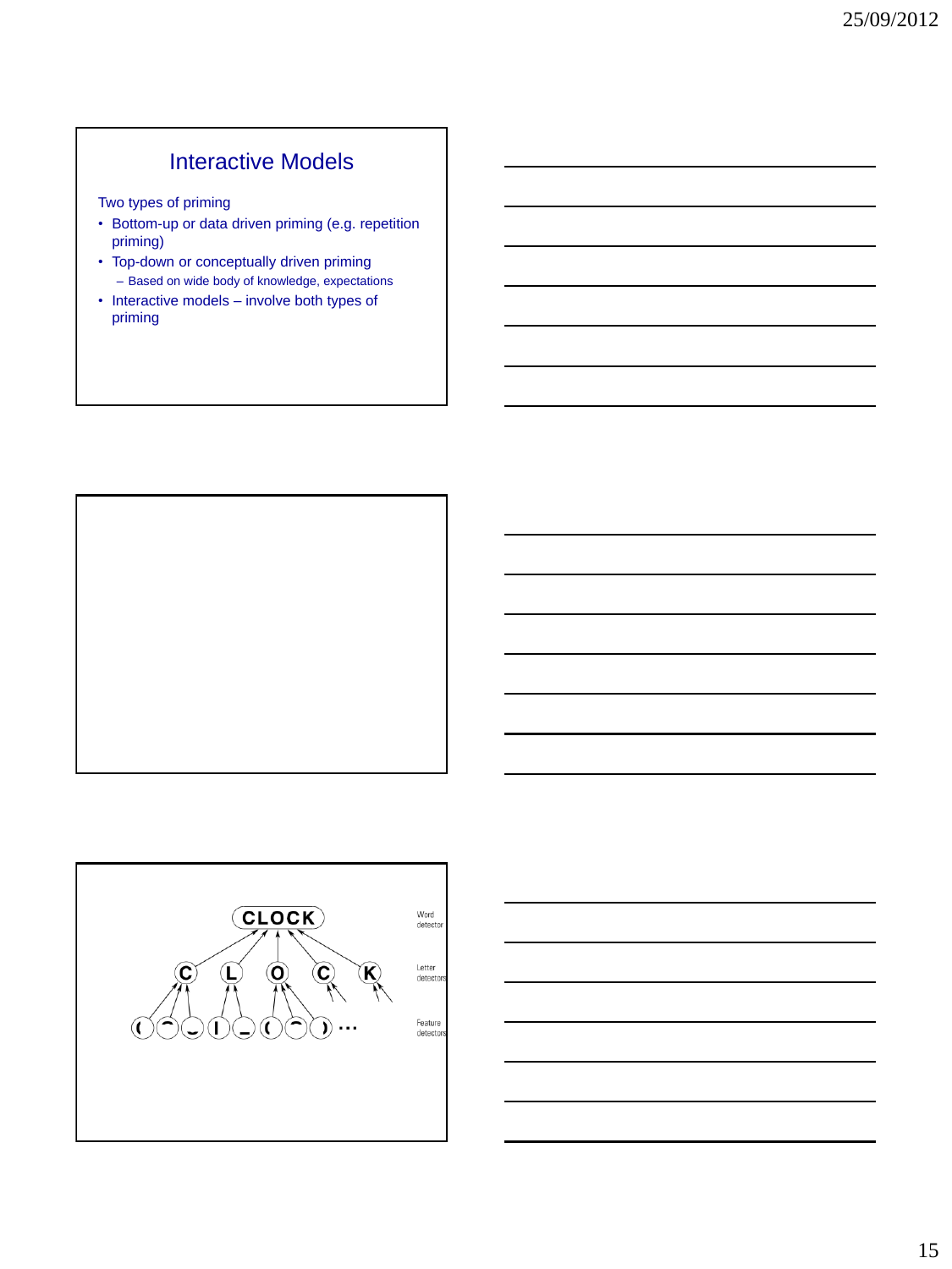## Interactive Models

Two types of priming

- Bottom-up or data driven priming (e.g. repetition priming)
- Top-down or conceptually driven priming
  - Based on wide body of knowledge, expectations
- Interactive models – involve both types of priming

CLOCK

C L O C K

Word detector

Letter detectors

Feature detectors